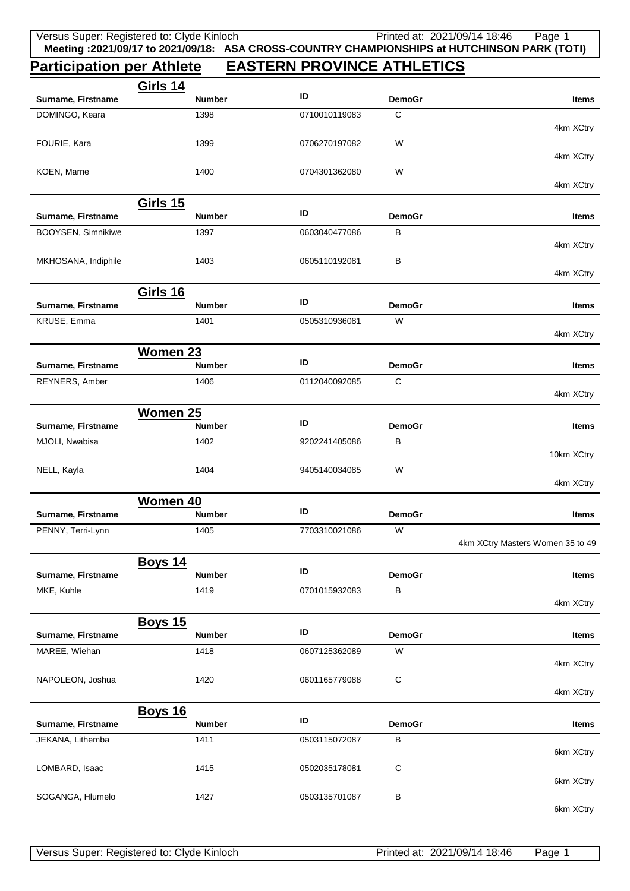**Meeting :2021/09/17 to 2021/09/18: ASA CROSS-COUNTRY CHAMPIONSHIPS at HUTCHINSON PARK (TOTI)**

# Participation per Athlete EASTERN PROVINCE ATHLETICS

## Girls 14

| Surname, Firstname | Number | ID | DemoGr | Items |
|---|---|---|---|---|
| DOMINGO, Keara | 1398 | 0710010119083 | C | 4km XCtry |
| FOURIE, Kara | 1399 | 0706270197082 | W | 4km XCtry |
| KOEN, Marne | 1400 | 0704301362080 | W | 4km XCtry |

## Girls 15

| Surname, Firstname | Number | ID | DemoGr | Items |
|---|---|---|---|---|
| BOOYSEN, Simnikiwe | 1397 | 0603040477086 | B | 4km XCtry |
| MKHOSANA, Indiphile | 1403 | 0605110192081 | B | 4km XCtry |

## Girls 16

| Surname, Firstname | Number | ID | DemoGr | Items |
|---|---|---|---|---|
| KRUSE, Emma | 1401 | 0505310936081 | W | 4km XCtry |

## Women 23

| Surname, Firstname | Number | ID | DemoGr | Items |
|---|---|---|---|---|
| REYNERS, Amber | 1406 | 0112040092085 | C | 4km XCtry |

## Women 25

| Surname, Firstname | Number | ID | DemoGr | Items |
|---|---|---|---|---|
| MJOLI, Nwabisa | 1402 | 9202241405086 | B | 10km XCtry |
| NELL, Kayla | 1404 | 9405140034085 | W | 4km XCtry |

## Women 40

| Surname, Firstname | Number | ID | DemoGr | Items |
|---|---|---|---|---|
| PENNY, Terri-Lynn | 1405 | 7703310021086 | W | 4km XCtry Masters Women 35 to 49 |

## Boys 14

| Surname, Firstname | Number | ID | DemoGr | Items |
|---|---|---|---|---|
| MKE, Kuhle | 1419 | 0701015932083 | B | 4km XCtry |

## Boys 15

| Surname, Firstname | Number | ID | DemoGr | Items |
|---|---|---|---|---|
| MAREE, Wiehan | 1418 | 0607125362089 | W | 4km XCtry |
| NAPOLEON, Joshua | 1420 | 0601165779088 | C | 4km XCtry |

## Boys 16

| Surname, Firstname | Number | ID | DemoGr | Items |
|---|---|---|---|---|
| JEKANA, Lithemba | 1411 | 0503115072087 | B | 6km XCtry |
| LOMBARD, Isaac | 1415 | 0502035178081 | C | 6km XCtry |
| SOGANGA, Hlumelo | 1427 | 0503135701087 | B | 6km XCtry |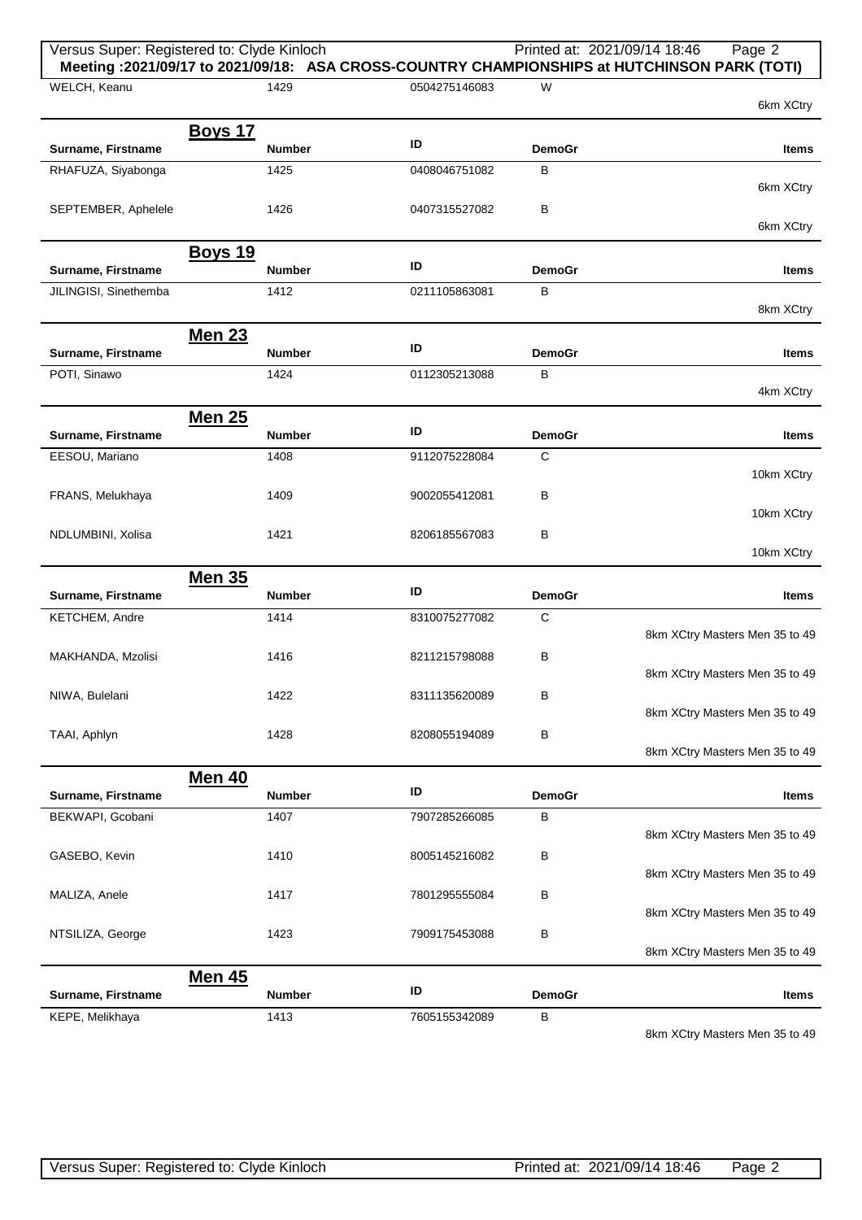Meeting :2021/09/17 to 2021/09/18: ASA CROSS-COUNTRY CHAMPIONSHIPS at HUTCHINSON PARK (TOTI)

| | | | | |
|---|---|---|---|---|
| WELCH, Keanu | 1429 | 0504275146083 | W | 6km XCtry |

## Boys 17

| Surname, Firstname | Number | ID | DemoGr | Items |
|---|---|---|---|---|
| RHAFUZA, Siyabonga | 1425 | 0408046751082 | B | 6km XCtry |
| SEPTEMBER, Aphelele | 1426 | 0407315527082 | B | 6km XCtry |

## Boys 19

| Surname, Firstname | Number | ID | DemoGr | Items |
|---|---|---|---|---|
| JILINGISI, Sinethemba | 1412 | 0211105863081 | B | 8km XCtry |

## Men 23

| Surname, Firstname | Number | ID | DemoGr | Items |
|---|---|---|---|---|
| POTI, Sinawo | 1424 | 0112305213088 | B | 4km XCtry |

## Men 25

| Surname, Firstname | Number | ID | DemoGr | Items |
|---|---|---|---|---|
| EESOU, Mariano | 1408 | 9112075228084 | C | 10km XCtry |
| FRANS, Melukhaya | 1409 | 9002055412081 | B | 10km XCtry |
| NDLUMBINI, Xolisa | 1421 | 8206185567083 | B | 10km XCtry |

## Men 35

| Surname, Firstname | Number | ID | DemoGr | Items |
|---|---|---|---|---|
| KETCHEM, Andre | 1414 | 8310075277082 | C | 8km XCtry Masters Men 35 to 49 |
| MAKHANDA, Mzolisi | 1416 | 8211215798088 | B | 8km XCtry Masters Men 35 to 49 |
| NIWA, Bulelani | 1422 | 8311135620089 | B | 8km XCtry Masters Men 35 to 49 |
| TAAI, Aphlyn | 1428 | 8208055194089 | B | 8km XCtry Masters Men 35 to 49 |

## Men 40

| Surname, Firstname | Number | ID | DemoGr | Items |
|---|---|---|---|---|
| BEKWAPI, Gcobani | 1407 | 7907285266085 | B | 8km XCtry Masters Men 35 to 49 |
| GASEBO, Kevin | 1410 | 8005145216082 | B | 8km XCtry Masters Men 35 to 49 |
| MALIZA, Anele | 1417 | 7801295555084 | B | 8km XCtry Masters Men 35 to 49 |
| NTSILIZA, George | 1423 | 7909175453088 | B | 8km XCtry Masters Men 35 to 49 |

## Men 45

| Surname, Firstname | Number | ID | DemoGr | Items |
|---|---|---|---|---|
| KEPE, Melikhaya | 1413 | 7605155342089 | B | 8km XCtry Masters Men 35 to 49 |